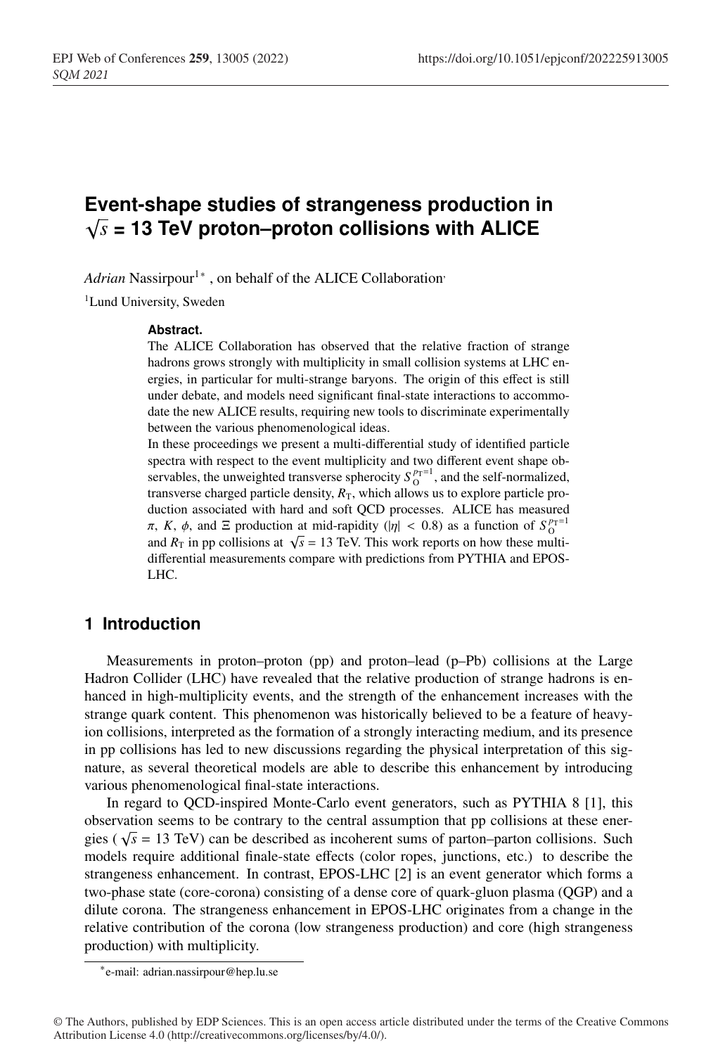# Event-shape studies of strangeness production in $\sqrt{s}$ = 13 TeV proton–proton collisions with ALICE

*Adrian* Nassirpour[1]* , on behalf of the ALICE Collaboration

[1]Lund University, Sweden

**Abstract.**

The ALICE Collaboration has observed that the relative fraction of strange hadrons grows strongly with multiplicity in small collision systems at LHC energies, in particular for multi-strange baryons. The origin of this effect is still under debate, and models need significant final-state interactions to accommodate the new ALICE results, requiring new tools to discriminate experimentally between the various phenomenological ideas.

In these proceedings we present a multi-differential study of identified particle spectra with respect to the event multiplicity and two different event shape observables, the unweighted transverse spherocity $S_{\rm O}^{p_{\rm T}=1}$, and the self-normalized, transverse charged particle density, $R_{\rm T}$, which allows us to explore particle production associated with hard and soft QCD processes. ALICE has measured $\pi$, $K$, $\phi$, and $\Xi$ production at mid-rapidity ($|\eta| < 0.8$) as a function of $S_{\rm O}^{p_{\rm T}=1}$ and $R_{\rm T}$ in pp collisions at $\sqrt{s}$ = 13 TeV. This work reports on how these multi-differential measurements compare with predictions from PYTHIA and EPOS-LHC.

## 1 Introduction

Measurements in proton–proton (pp) and proton–lead (p–Pb) collisions at the Large Hadron Collider (LHC) have revealed that the relative production of strange hadrons is enhanced in high-multiplicity events, and the strength of the enhancement increases with the strange quark content. This phenomenon was historically believed to be a feature of heavy-ion collisions, interpreted as the formation of a strongly interacting medium, and its presence in pp collisions has led to new discussions regarding the physical interpretation of this signature, as several theoretical models are able to describe this enhancement by introducing various phenomenological final-state interactions.

In regard to QCD-inspired Monte-Carlo event generators, such as PYTHIA 8 [1], this observation seems to be contrary to the central assumption that pp collisions at these energies ( $\sqrt{s}$ = 13 TeV) can be described as incoherent sums of parton–parton collisions. Such models require additional finale-state effects (color ropes, junctions, etc.) to describe the strangeness enhancement. In contrast, EPOS-LHC [2] is an event generator which forms a two-phase state (core-corona) consisting of a dense core of quark-gluon plasma (QGP) and a dilute corona. The strangeness enhancement in EPOS-LHC originates from a change in the relative contribution of the corona (low strangeness production) and core (high strangeness production) with multiplicity.

*e-mail: adrian.nassirpour@hep.lu.se

© The Authors, published by EDP Sciences. This is an open access article distributed under the terms of the Creative Commons Attribution License 4.0 (http://creativecommons.org/licenses/by/4.0/).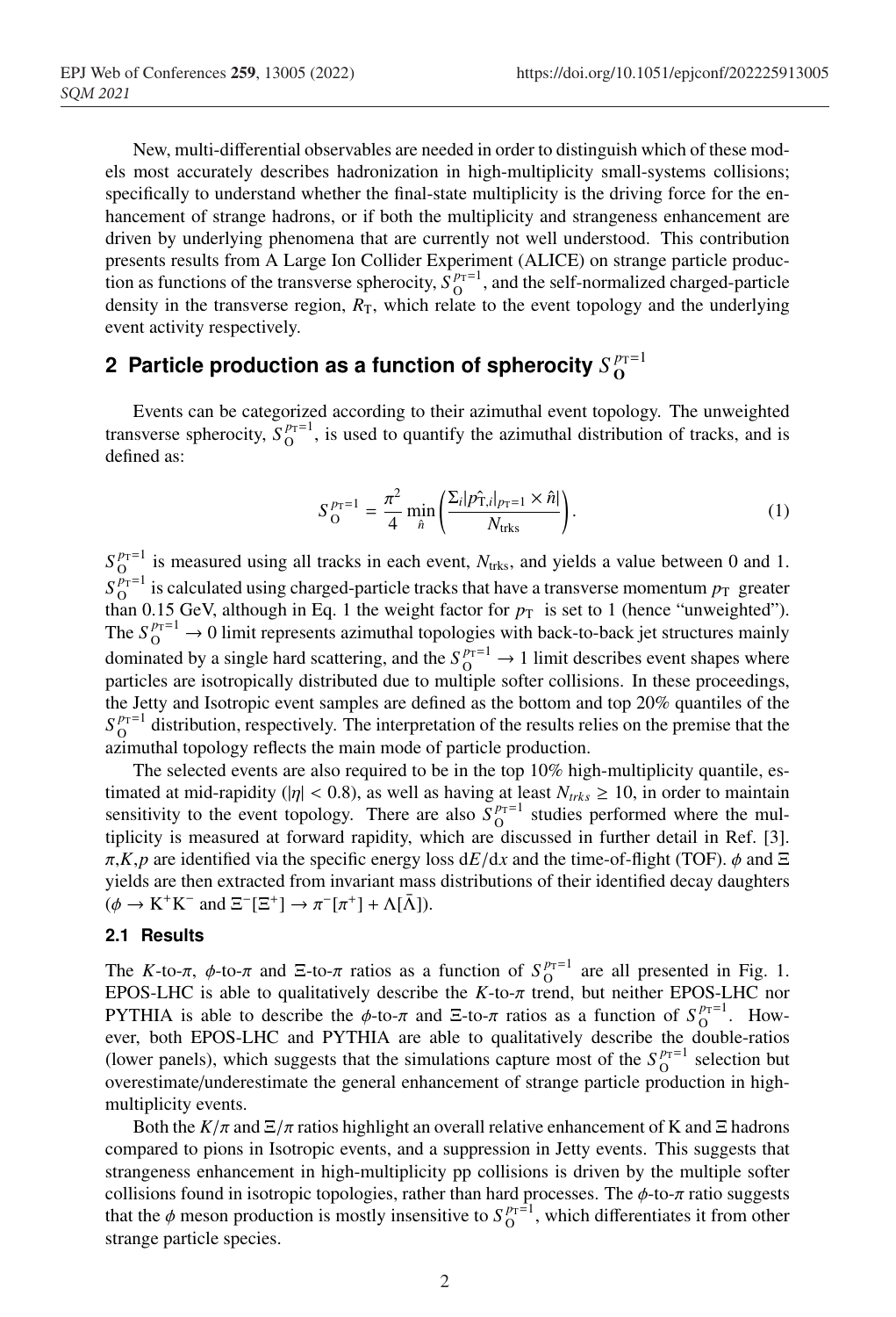New, multi-differential observables are needed in order to distinguish which of these models most accurately describes hadronization in high-multiplicity small-systems collisions; specifically to understand whether the final-state multiplicity is the driving force for the enhancement of strange hadrons, or if both the multiplicity and strangeness enhancement are driven by underlying phenomena that are currently not well understood. This contribution presents results from A Large Ion Collider Experiment (ALICE) on strange particle production as functions of the transverse spherocity, $S_{\mathrm{O}}^{p_{\mathrm{T}}=1}$, and the self-normalized charged-particle density in the transverse region, $R_{\mathrm{T}}$, which relate to the event topology and the underlying event activity respectively.

## 2 Particle production as a function of spherocity $S_{\mathrm{O}}^{p_{\mathrm{T}}=1}$

Events can be categorized according to their azimuthal event topology. The unweighted transverse spherocity, $S_{\mathrm{O}}^{p_{\mathrm{T}}=1}$, is used to quantify the azimuthal distribution of tracks, and is defined as:

$$S_{\mathrm{O}}^{p_{\mathrm{T}}=1} = \frac{\pi^2}{4} \min_{\hat{n}} \left( \frac{\Sigma_i |\hat{p_{\mathrm{T},i}}|_{p_{\mathrm{T}}=1} \times \hat{n}|}{N_{\mathrm{trks}}} \right). \tag{1}$$

$S_{\mathrm{O}}^{p_{\mathrm{T}}=1}$ is measured using all tracks in each event, $N_{\mathrm{trks}}$, and yields a value between 0 and 1. $S_{\mathrm{O}}^{p_{\mathrm{T}}=1}$ is calculated using charged-particle tracks that have a transverse momentum $p_{\mathrm{T}}$ greater than 0.15 GeV, although in Eq. 1 the weight factor for $p_{\mathrm{T}}$ is set to 1 (hence "unweighted"). The $S_{\mathrm{O}}^{p_{\mathrm{T}}=1} \rightarrow 0$ limit represents azimuthal topologies with back-to-back jet structures mainly dominated by a single hard scattering, and the $S_{\mathrm{O}}^{p_{\mathrm{T}}=1} \rightarrow 1$ limit describes event shapes where particles are isotropically distributed due to multiple softer collisions. In these proceedings, the Jetty and Isotropic event samples are defined as the bottom and top 20% quantiles of the $S_{\mathrm{O}}^{p_{\mathrm{T}}=1}$ distribution, respectively. The interpretation of the results relies on the premise that the azimuthal topology reflects the main mode of particle production.

The selected events are also required to be in the top 10% high-multiplicity quantile, estimated at mid-rapidity ($|\eta| < 0.8$), as well as having at least $N_{trks} \geq 10$, in order to maintain sensitivity to the event topology. There are also $S_{\mathrm{O}}^{p_{\mathrm{T}}=1}$ studies performed where the multiplicity is measured at forward rapidity, which are discussed in further detail in Ref. [3]. $\pi$,$K$,$p$ are identified via the specific energy loss $\mathrm{d}E/\mathrm{d}x$ and the time-of-flight (TOF). $\phi$ and $\Xi$ yields are then extracted from invariant mass distributions of their identified decay daughters ($\phi \rightarrow \mathrm{K}^+\mathrm{K}^-$ and $\Xi^-[\Xi^+] \rightarrow \pi^-[\pi^+] + \Lambda[\bar{\Lambda}]$).

### 2.1 Results

The $K$-to-$\pi$, $\phi$-to-$\pi$ and $\Xi$-to-$\pi$ ratios as a function of $S_{\mathrm{O}}^{p_{\mathrm{T}}=1}$ are all presented in Fig. 1. EPOS-LHC is able to qualitatively describe the $K$-to-$\pi$ trend, but neither EPOS-LHC nor PYTHIA is able to describe the $\phi$-to-$\pi$ and $\Xi$-to-$\pi$ ratios as a function of $S_{\mathrm{O}}^{p_{\mathrm{T}}=1}$. However, both EPOS-LHC and PYTHIA are able to qualitatively describe the double-ratios (lower panels), which suggests that the simulations capture most of the $S_{\mathrm{O}}^{p_{\mathrm{T}}=1}$ selection but overestimate/underestimate the general enhancement of strange particle production in high-multiplicity events.

Both the $K/\pi$ and $\Xi/\pi$ ratios highlight an overall relative enhancement of K and $\Xi$ hadrons compared to pions in Isotropic events, and a suppression in Jetty events. This suggests that strangeness enhancement in high-multiplicity pp collisions is driven by the multiple softer collisions found in isotropic topologies, rather than hard processes. The $\phi$-to-$\pi$ ratio suggests that the $\phi$ meson production is mostly insensitive to $S_{\mathrm{O}}^{p_{\mathrm{T}}=1}$, which differentiates it from other strange particle species.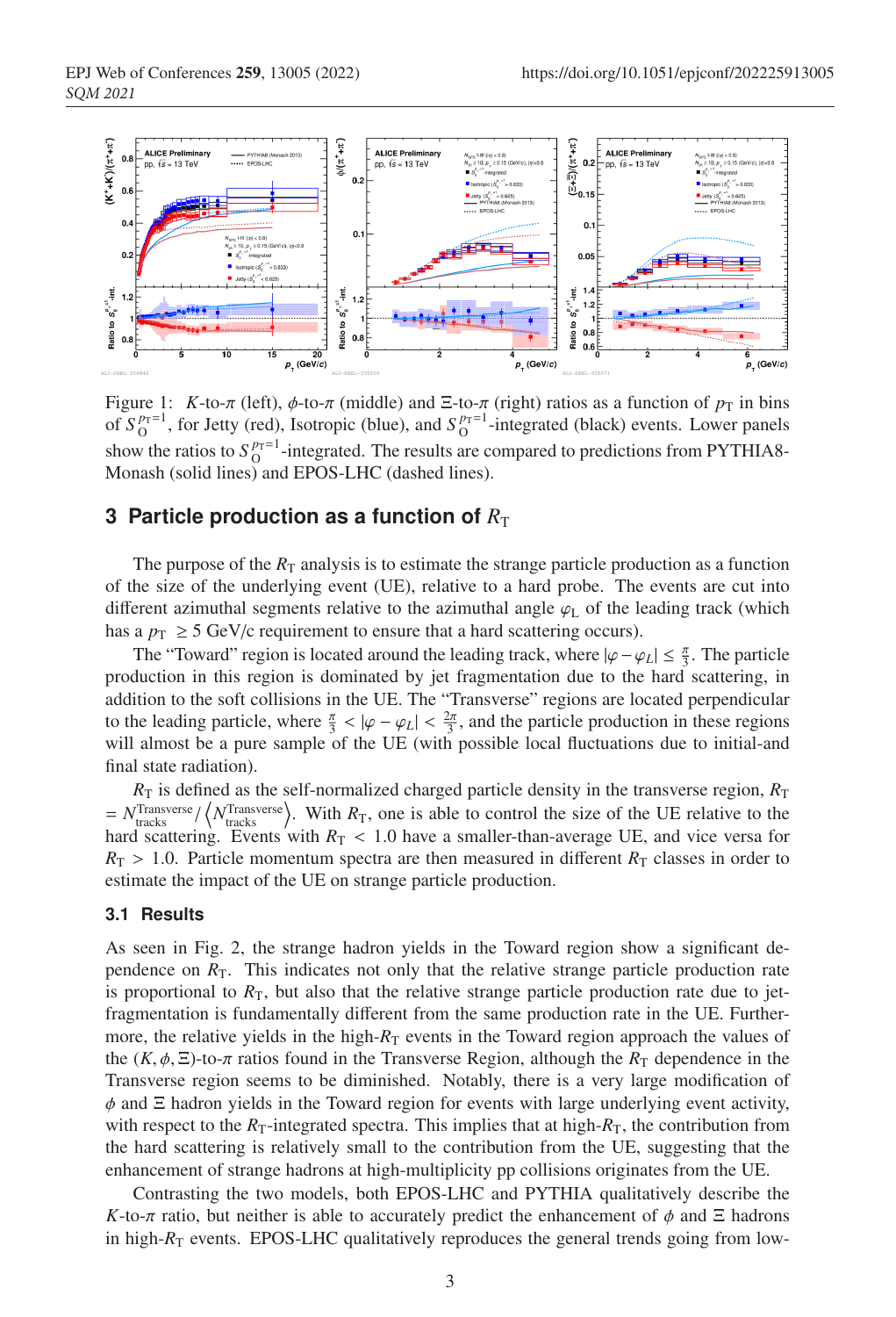Figure 1: $K$-to-$\pi$ (left), $\phi$-to-$\pi$ (middle) and $\Xi$-to-$\pi$ (right) ratios as a function of $p_{\mathrm{T}}$ in bins of $S_{\mathrm{O}}^{p_{\mathrm{T}}=1}$, for Jetty (red), Isotropic (blue), and $S_{\mathrm{O}}^{p_{\mathrm{T}}=1}$-integrated (black) events. Lower panels show the ratios to $S_{\mathrm{O}}^{p_{\mathrm{T}}=1}$-integrated. The results are compared to predictions from PYTHIA8-Monash (solid lines) and EPOS-LHC (dashed lines).

## 3 Particle production as a function of $R_{\mathrm{T}}$

The purpose of the $R_{\mathrm{T}}$ analysis is to estimate the strange particle production as a function of the size of the underlying event (UE), relative to a hard probe. The events are cut into different azimuthal segments relative to the azimuthal angle $\varphi_{\mathrm{L}}$ of the leading track (which has a $p_{\mathrm{T}} \geq 5$ GeV/c requirement to ensure that a hard scattering occurs).

The "Toward" region is located around the leading track, where $|\varphi - \varphi_L| \leq \frac{\pi}{3}$. The particle production in this region is dominated by jet fragmentation due to the hard scattering, in addition to the soft collisions in the UE. The "Transverse" regions are located perpendicular to the leading particle, where $\frac{\pi}{3} < |\varphi - \varphi_L| < \frac{2\pi}{3}$, and the particle production in these regions will almost be a pure sample of the UE (with possible local fluctuations due to initial-and final state radiation).

$R_{\mathrm{T}}$ is defined as the self-normalized charged particle density in the transverse region, $R_{\mathrm{T}} = N_{\mathrm{tracks}}^{\mathrm{Transverse}} / \left\langle N_{\mathrm{tracks}}^{\mathrm{Transverse}} \right\rangle$. With $R_{\mathrm{T}}$, one is able to control the size of the UE relative to the hard scattering. Events with $R_{\mathrm{T}} < 1.0$ have a smaller-than-average UE, and vice versa for $R_{\mathrm{T}} > 1.0$. Particle momentum spectra are then measured in different $R_{\mathrm{T}}$ classes in order to estimate the impact of the UE on strange particle production.

### 3.1 Results

As seen in Fig. 2, the strange hadron yields in the Toward region show a significant dependence on $R_{\mathrm{T}}$. This indicates not only that the relative strange particle production rate is proportional to $R_{\mathrm{T}}$, but also that the relative strange particle production rate due to jet-fragmentation is fundamentally different from the same production rate in the UE. Furthermore, the relative yields in the high-$R_{\mathrm{T}}$ events in the Toward region approach the values of the $(K, \phi, \Xi)$-to-$\pi$ ratios found in the Transverse Region, although the $R_{\mathrm{T}}$ dependence in the Transverse region seems to be diminished. Notably, there is a very large modification of $\phi$ and $\Xi$ hadron yields in the Toward region for events with large underlying event activity, with respect to the $R_{\mathrm{T}}$-integrated spectra. This implies that at high-$R_{\mathrm{T}}$, the contribution from the hard scattering is relatively small to the contribution from the UE, suggesting that the enhancement of strange hadrons at high-multiplicity pp collisions originates from the UE.

Contrasting the two models, both EPOS-LHC and PYTHIA qualitatively describe the $K$-to-$\pi$ ratio, but neither is able to accurately predict the enhancement of $\phi$ and $\Xi$ hadrons in high-$R_{\mathrm{T}}$ events. EPOS-LHC qualitatively reproduces the general trends going from low-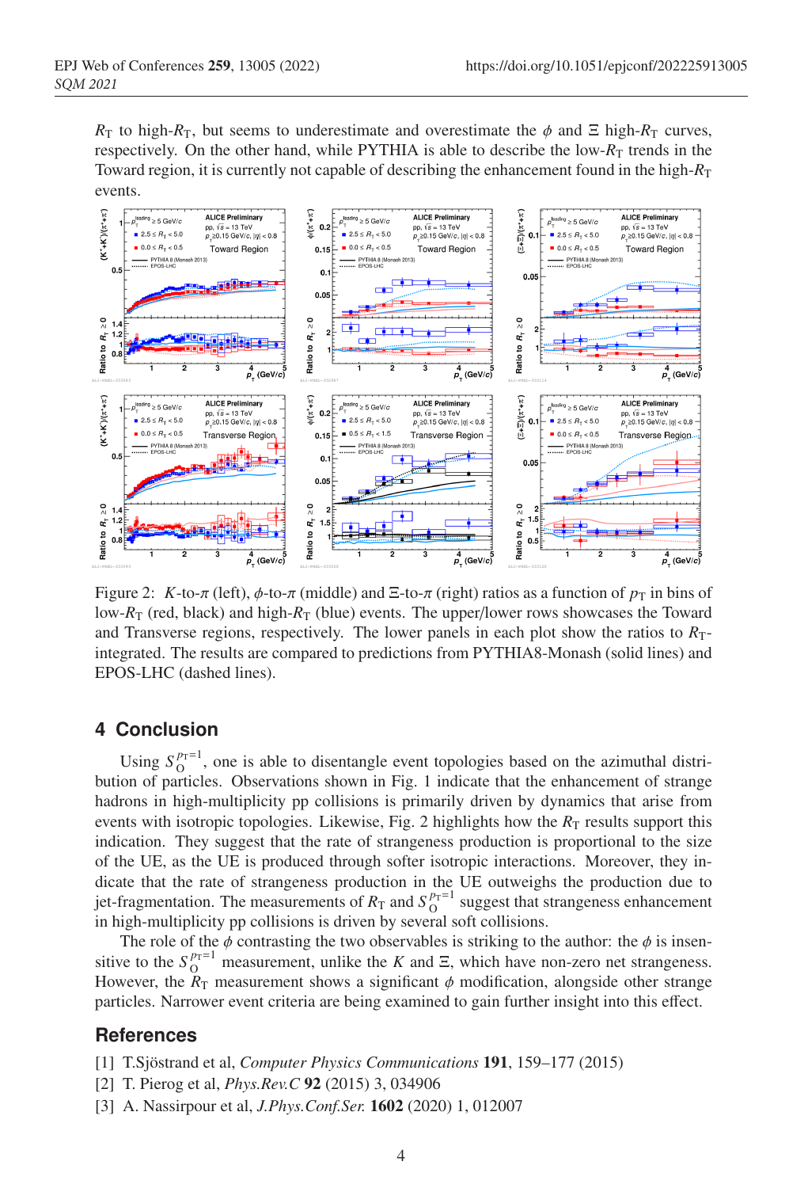$R_T$ to high-$R_T$, but seems to underestimate and overestimate the $\phi$ and $\Xi$ high-$R_T$ curves, respectively. On the other hand, while PYTHIA is able to describe the low-$R_T$ trends in the Toward region, it is currently not capable of describing the enhancement found in the high-$R_T$ events.

Figure 2: $K$-to-$\pi$ (left), $\phi$-to-$\pi$ (middle) and $\Xi$-to-$\pi$ (right) ratios as a function of $p_T$ in bins of low-$R_T$ (red, black) and high-$R_T$ (blue) events. The upper/lower rows showcases the Toward and Transverse regions, respectively. The lower panels in each plot show the ratios to $R_T$-integrated. The results are compared to predictions from PYTHIA8-Monash (solid lines) and EPOS-LHC (dashed lines).

## 4 Conclusion

Using $S_O^{p_T=1}$, one is able to disentangle event topologies based on the azimuthal distribution of particles. Observations shown in Fig. 1 indicate that the enhancement of strange hadrons in high-multiplicity pp collisions is primarily driven by dynamics that arise from events with isotropic topologies. Likewise, Fig. 2 highlights how the $R_T$ results support this indication. They suggest that the rate of strangeness production is proportional to the size of the UE, as the UE is produced through softer isotropic interactions. Moreover, they indicate that the rate of strangeness production in the UE outweighs the production due to jet-fragmentation. The measurements of $R_T$ and $S_O^{p_T=1}$ suggest that strangeness enhancement in high-multiplicity pp collisions is driven by several soft collisions.

The role of the $\phi$ contrasting the two observables is striking to the author: the $\phi$ is insensitive to the $S_O^{p_T=1}$ measurement, unlike the $K$ and $\Xi$, which have non-zero net strangeness. However, the $R_T$ measurement shows a significant $\phi$ modification, alongside other strange particles. Narrower event criteria are being examined to gain further insight into this effect.

## References

[1] T.Sjöstrand et al, *Computer Physics Communications* **191**, 159–177 (2015)

[2] T. Pierog et al, *Phys.Rev.C* **92** (2015) 3, 034906

[3] A. Nassirpour et al, *J.Phys.Conf.Ser.* **1602** (2020) 1, 012007